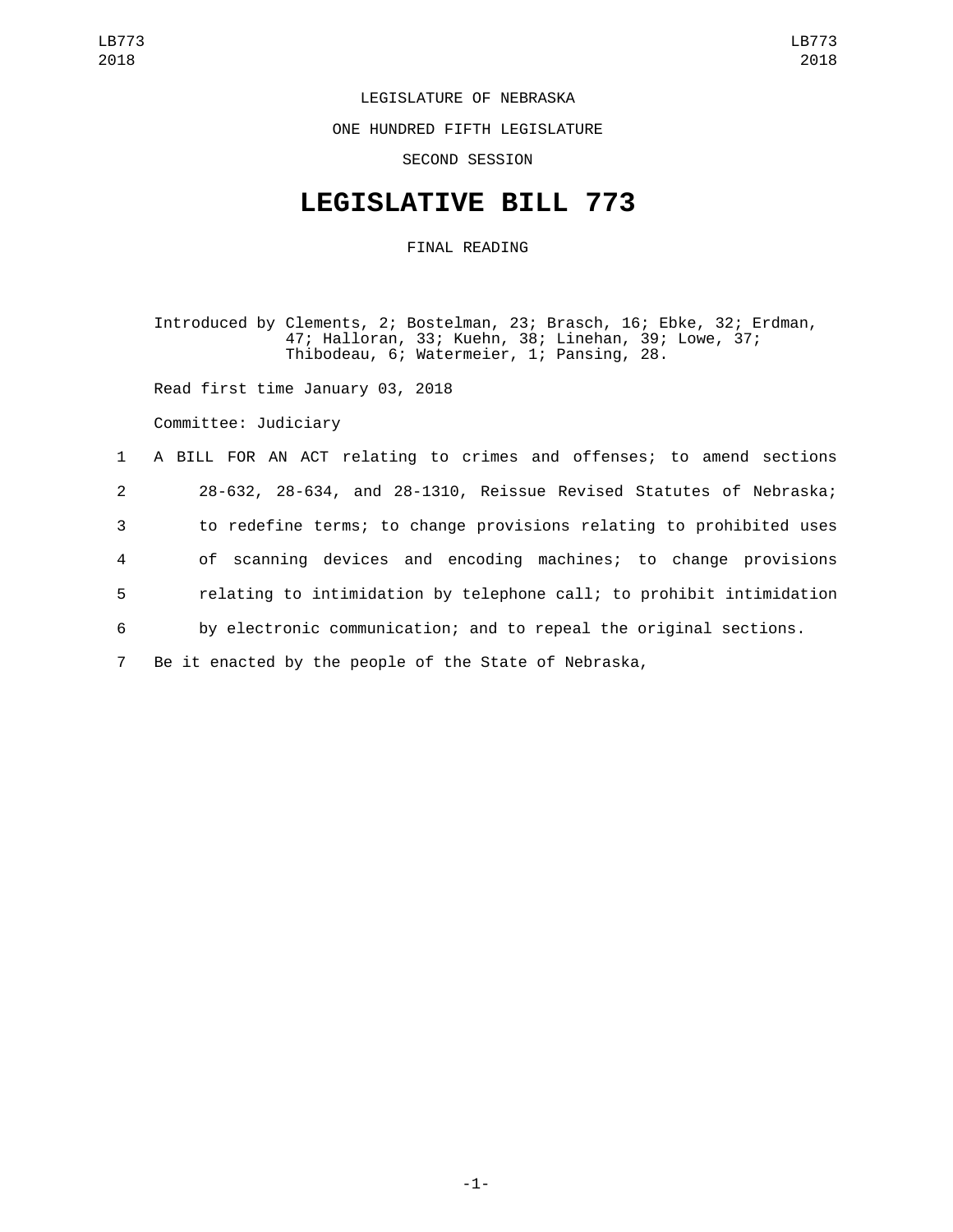LEGISLATURE OF NEBRASKA

ONE HUNDRED FIFTH LEGISLATURE

SECOND SESSION

# LEGISLATIVE BILL 773

FINAL READING

Introduced by Clements, 2; Bostelman, 23; Brasch, 16; Ebke, 32; Erdman, 47; Halloran, 33; Kuehn, 38; Linehan, 39; Lowe, 37; Thibodeau, 6; Watermeier, 1; Pansing, 28.

Read first time January 03, 2018

Committee: Judiciary

1 A BILL FOR AN ACT relating to crimes and offenses; to amend sections
2 28-632, 28-634, and 28-1310, Reissue Revised Statutes of Nebraska;
3 to redefine terms; to change provisions relating to prohibited uses
4 of scanning devices and encoding machines; to change provisions
5 relating to intimidation by telephone call; to prohibit intimidation
6 by electronic communication; and to repeal the original sections.
7 Be it enacted by the people of the State of Nebraska,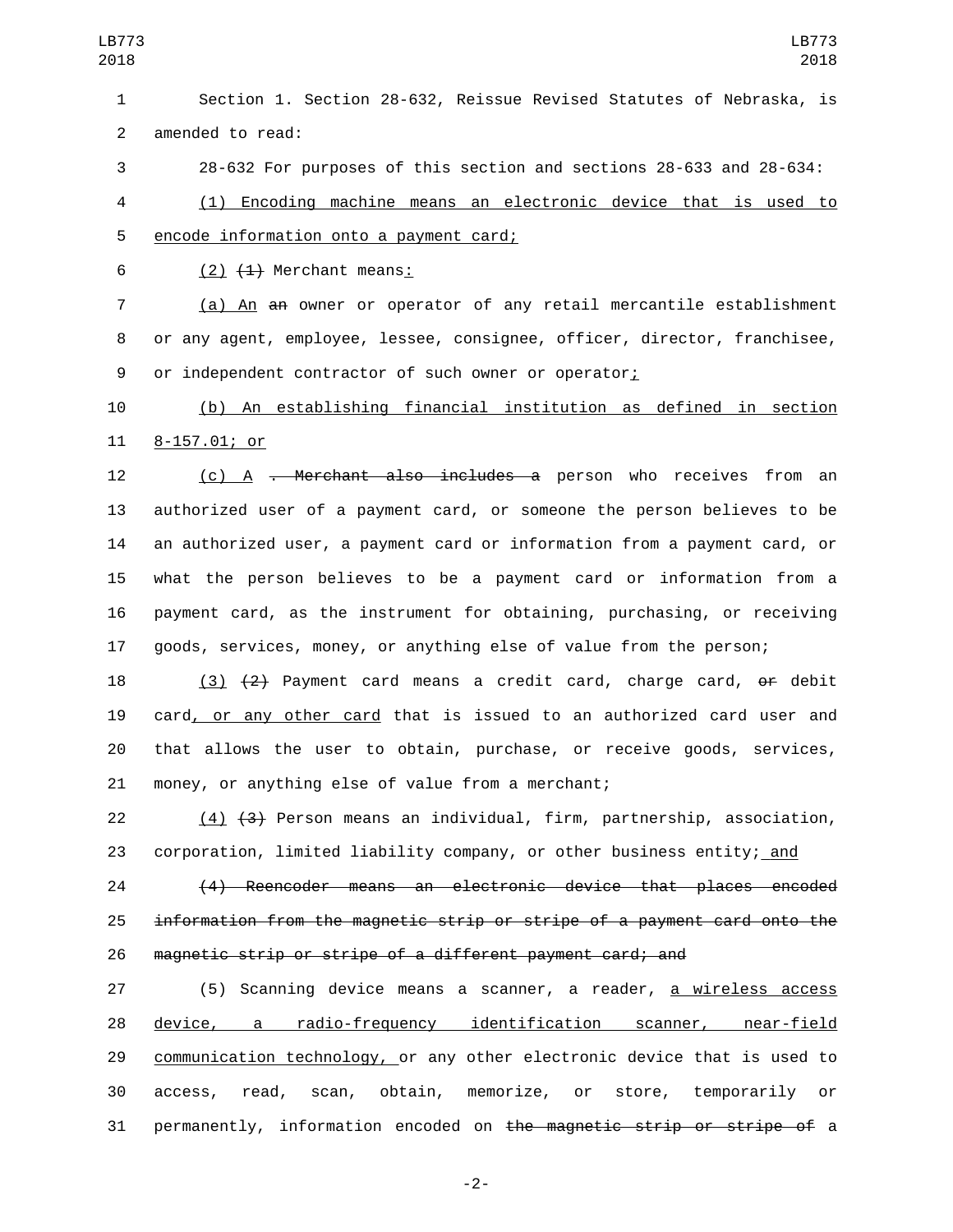Section 1. Section 28-632, Reissue Revised Statutes of Nebraska, is amended to read:

28-632 For purposes of this section and sections 28-633 and 28-634:

<u>(1) Encoding machine means an electronic device that is used to encode information onto a payment card;</u>

<u>(2)</u> ~~(1)~~ Merchant means<u>:</u>

<u>(a) An</u> ~~an~~ owner or operator of any retail mercantile establishment or any agent, employee, lessee, consignee, officer, director, franchisee, or independent contractor of such owner or operator<u>;</u>

<u>(b) An establishing financial institution as defined in section 8-157.01; or</u>

<u>(c) A</u> ~~. Merchant also includes a~~ person who receives from an authorized user of a payment card, or someone the person believes to be an authorized user, a payment card or information from a payment card, or what the person believes to be a payment card or information from a payment card, as the instrument for obtaining, purchasing, or receiving goods, services, money, or anything else of value from the person;

<u>(3)</u> ~~(2)~~ Payment card means a credit card, charge card, ~~or~~ debit card<u>, or any other card</u> that is issued to an authorized card user and that allows the user to obtain, purchase, or receive goods, services, money, or anything else of value from a merchant;

<u>(4)</u> ~~(3)~~ Person means an individual, firm, partnership, association, corporation, limited liability company, or other business entity;<u> and</u>

~~(4) Reencoder means an electronic device that places encoded information from the magnetic strip or stripe of a payment card onto the magnetic strip or stripe of a different payment card; and~~

(5) Scanning device means a scanner, a reader, <u>a wireless access device, a radio-frequency identification scanner, near-field communication technology, </u>or any other electronic device that is used to access, read, scan, obtain, memorize, or store, temporarily or permanently, information encoded on ~~the magnetic strip or stripe of~~ a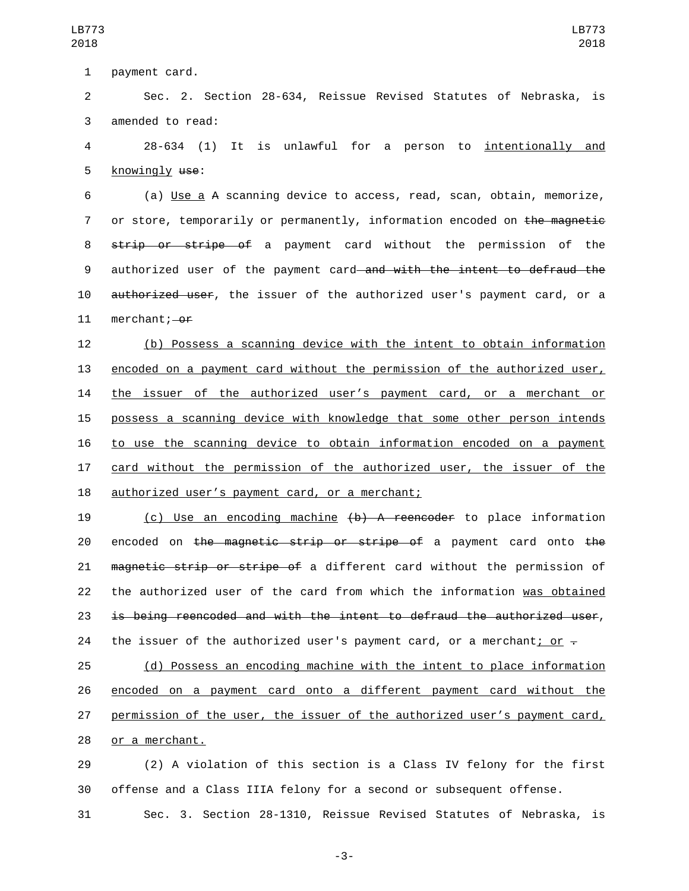payment card.

Sec. 2. Section 28-634, Reissue Revised Statutes of Nebraska, is amended to read:

28-634 (1) It is unlawful for a person to <u>intentionally and knowingly</u> ~~use~~:

(a) <u>Use a</u> ~~A~~ scanning device to access, read, scan, obtain, memorize, or store, temporarily or permanently, information encoded on ~~the magnetic strip or stripe of~~ a payment card without the permission of the authorized user of the payment card ~~and with the intent to defraud the authorized user~~, the issuer of the authorized user's payment card, or a merchant; ~~or~~

<u>(b) Possess a scanning device with the intent to obtain information encoded on a payment card without the permission of the authorized user, the issuer of the authorized user's payment card, or a merchant or possess a scanning device with knowledge that some other person intends to use the scanning device to obtain information encoded on a payment card without the permission of the authorized user, the issuer of the authorized user's payment card, or a merchant;</u>

<u>(c) Use an encoding machine</u> ~~(b) A reencoder~~ to place information encoded on ~~the magnetic strip or stripe of~~ a payment card onto ~~the magnetic strip or stripe of~~ a different card without the permission of the authorized user of the card from which the information <u>was obtained</u> ~~is being reencoded and with the intent to defraud the authorized user~~, the issuer of the authorized user's payment card, or a merchant<u>; or</u> ~~.~~

<u>(d) Possess an encoding machine with the intent to place information encoded on a payment card onto a different payment card without the permission of the user, the issuer of the authorized user's payment card, or a merchant.</u>

(2) A violation of this section is a Class IV felony for the first offense and a Class IIIA felony for a second or subsequent offense.

Sec. 3. Section 28-1310, Reissue Revised Statutes of Nebraska, is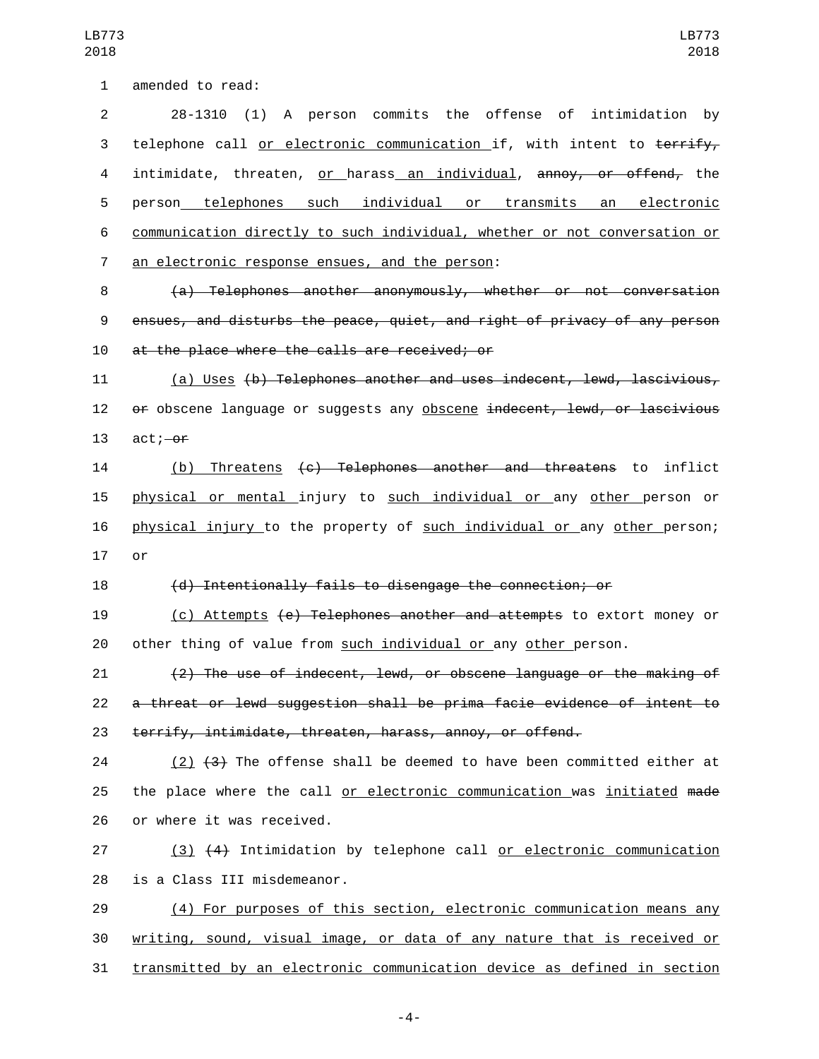amended to read:

28-1310 (1) A person commits the offense of intimidation by telephone call <u>or electronic communication</u> if, with intent to ~~terrify,~~ intimidate, threaten, <u>or</u> harass <u>an individual</u>, ~~annoy, or offend,~~ the person <u>telephones such individual or transmits an electronic communication directly to such individual, whether or not conversation or an electronic response ensues, and the person</u>:

~~(a) Telephones another anonymously, whether or not conversation ensues, and disturbs the peace, quiet, and right of privacy of any person at the place where the calls are received; or~~

<u>(a) Uses</u> ~~(b) Telephones another and uses indecent, lewd, lascivious, or~~ obscene language or suggests any <u>obscene</u> ~~indecent, lewd, or lascivious~~ act;~~ or~~

<u>(b) Threatens</u> ~~(c) Telephones another and threatens~~ to inflict <u>physical or mental</u> injury to <u>such individual or</u> any <u>other</u> person or <u>physical injury</u> to the property of <u>such individual or</u> any <u>other</u> person; or

~~(d) Intentionally fails to disengage the connection; or~~

<u>(c) Attempts</u> ~~(e) Telephones another and attempts~~ to extort money or other thing of value from <u>such individual or</u> any <u>other</u> person.

~~(2) The use of indecent, lewd, or obscene language or the making of a threat or lewd suggestion shall be prima facie evidence of intent to terrify, intimidate, threaten, harass, annoy, or offend.~~

<u>(2)</u> ~~(3)~~ The offense shall be deemed to have been committed either at the place where the call <u>or electronic communication</u> was <u>initiated</u> ~~made~~ or where it was received.

<u>(3)</u> ~~(4)~~ Intimidation by telephone call <u>or electronic communication</u> is a Class III misdemeanor.

<u>(4) For purposes of this section, electronic communication means any writing, sound, visual image, or data of any nature that is received or transmitted by an electronic communication device as defined in section</u>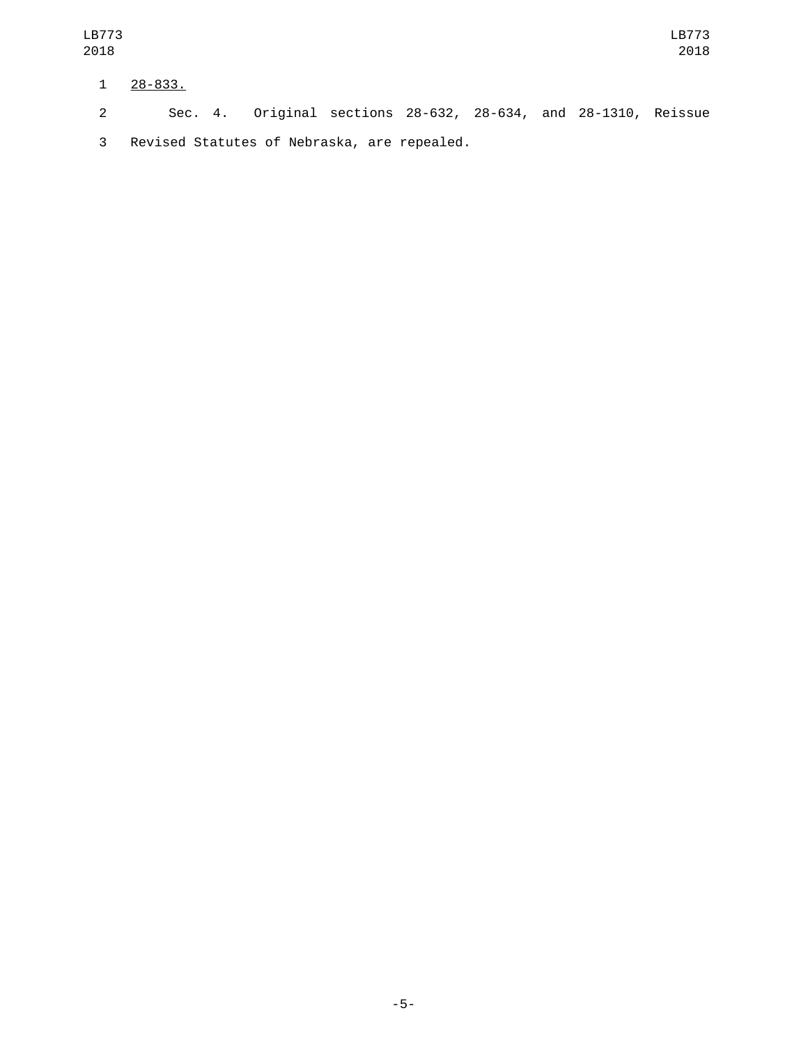28-833.

Sec. 4. Original sections 28-632, 28-634, and 28-1310, Reissue Revised Statutes of Nebraska, are repealed.